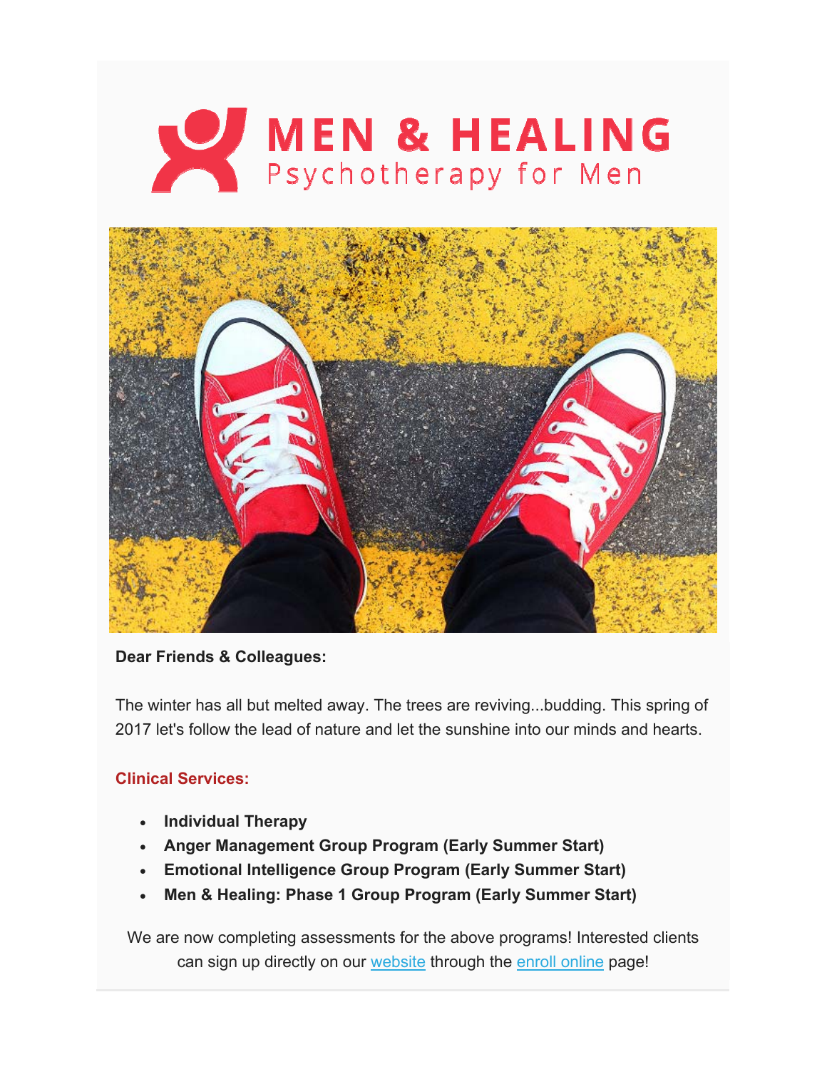# MEN & HEALING

Psychotherapy for Men

**Dear Friends & Colleagues:**

The winter has all but melted away. The trees are reviving...budding. This spring of 2017 let's follow the lead of nature and let the sunshine into our minds and hearts.

**Clinical Services:**

- **Individual Therapy**
- **Anger Management Group Program (Early Summer Start)**
- **Emotional Intelligence Group Program (Early Summer Start)**
- **Men & Healing: Phase 1 Group Program (Early Summer Start)**

We are now completing assessments for the above programs! Interested clients can sign up directly on our website through the enroll online page!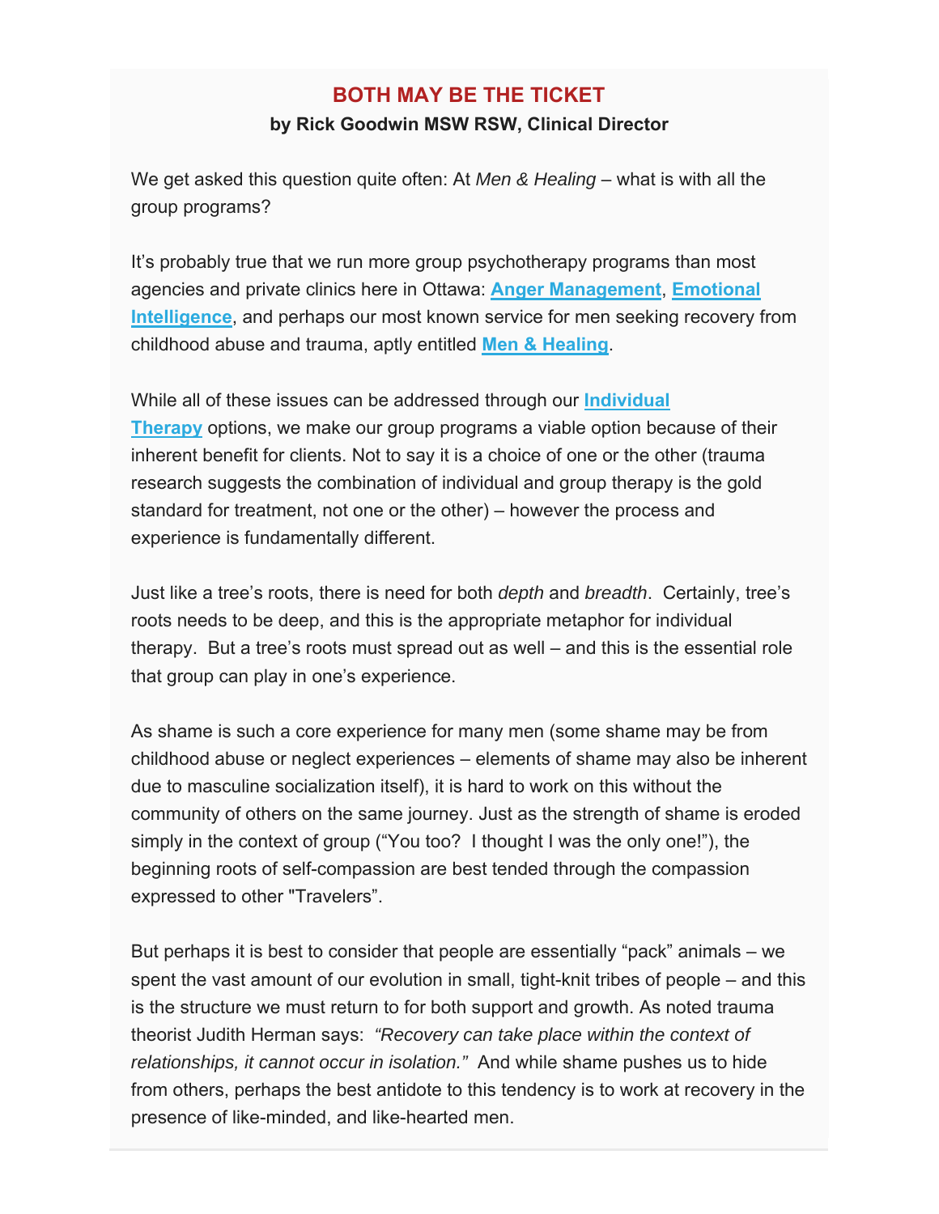## BOTH MAY BE THE TICKET

**by Rick Goodwin MSW RSW, Clinical Director**

We get asked this question quite often: At *Men & Healing* – what is with all the group programs?

It's probably true that we run more group psychotherapy programs than most agencies and private clinics here in Ottawa: **Anger Management**, **Emotional Intelligence**, and perhaps our most known service for men seeking recovery from childhood abuse and trauma, aptly entitled **Men & Healing**.

While all of these issues can be addressed through our **Individual Therapy** options, we make our group programs a viable option because of their inherent benefit for clients. Not to say it is a choice of one or the other (trauma research suggests the combination of individual and group therapy is the gold standard for treatment, not one or the other) – however the process and experience is fundamentally different.

Just like a tree's roots, there is need for both *depth* and *breadth*. Certainly, tree's roots needs to be deep, and this is the appropriate metaphor for individual therapy. But a tree's roots must spread out as well – and this is the essential role that group can play in one's experience.

As shame is such a core experience for many men (some shame may be from childhood abuse or neglect experiences – elements of shame may also be inherent due to masculine socialization itself), it is hard to work on this without the community of others on the same journey. Just as the strength of shame is eroded simply in the context of group ("You too? I thought I was the only one!"), the beginning roots of self-compassion are best tended through the compassion expressed to other "Travelers".

But perhaps it is best to consider that people are essentially "pack" animals – we spent the vast amount of our evolution in small, tight-knit tribes of people – and this is the structure we must return to for both support and growth. As noted trauma theorist Judith Herman says: *"Recovery can take place within the context of relationships, it cannot occur in isolation."* And while shame pushes us to hide from others, perhaps the best antidote to this tendency is to work at recovery in the presence of like-minded, and like-hearted men.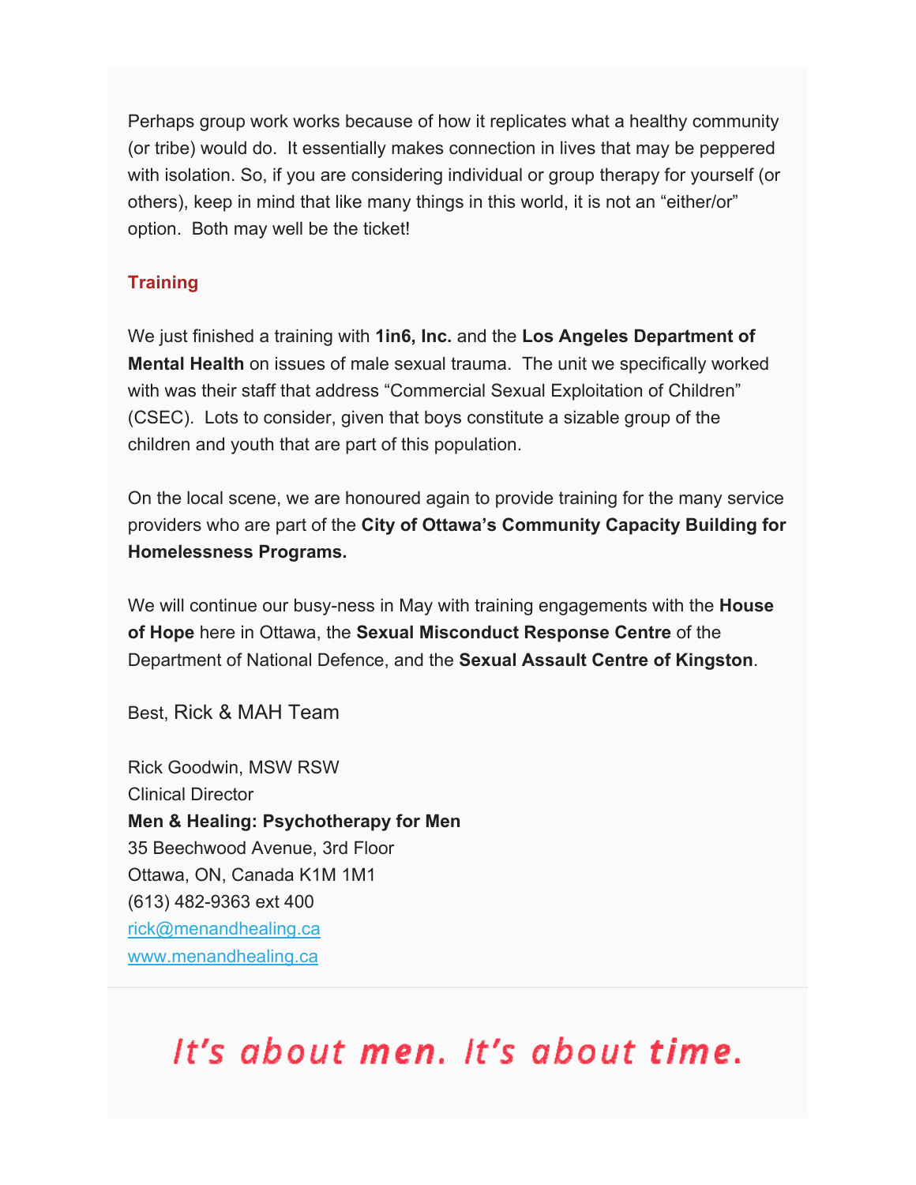Perhaps group work works because of how it replicates what a healthy community (or tribe) would do. It essentially makes connection in lives that may be peppered with isolation. So, if you are considering individual or group therapy for yourself (or others), keep in mind that like many things in this world, it is not an "either/or" option. Both may well be the ticket!

## Training

We just finished a training with **1in6, Inc.** and the **Los Angeles Department of Mental Health** on issues of male sexual trauma. The unit we specifically worked with was their staff that address "Commercial Sexual Exploitation of Children" (CSEC). Lots to consider, given that boys constitute a sizable group of the children and youth that are part of this population.

On the local scene, we are honoured again to provide training for the many service providers who are part of the **City of Ottawa's Community Capacity Building for Homelessness Programs.**

We will continue our busy-ness in May with training engagements with the **House of Hope** here in Ottawa, the **Sexual Misconduct Response Centre** of the Department of National Defence, and the **Sexual Assault Centre of Kingston**.

Best, Rick & MAH Team

Rick Goodwin, MSW RSW
Clinical Director
**Men & Healing: Psychotherapy for Men**
35 Beechwood Avenue, 3rd Floor
Ottawa, ON, Canada K1M 1M1
(613) 482-9363 ext 400
rick@menandhealing.ca
www.menandhealing.ca

*It's about men. It's about time.*